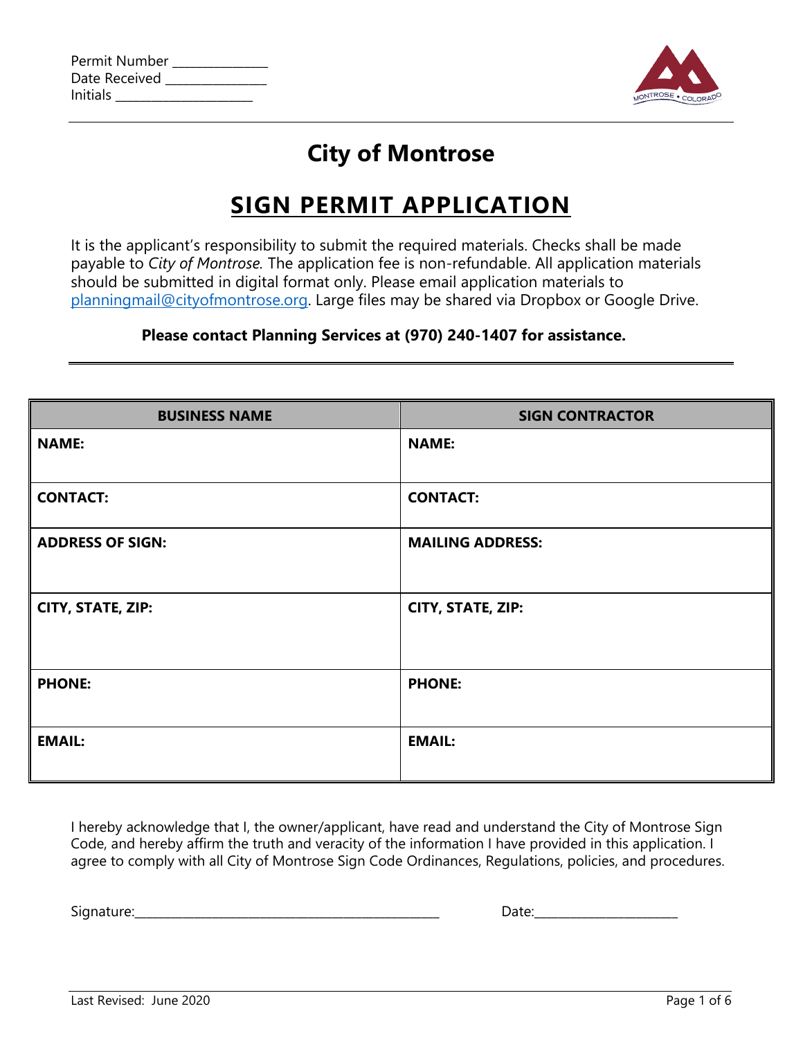Permit Number _______________
Date Received _______________
Initials _____________________

# City of Montrose

## SIGN PERMIT APPLICATION

It is the applicant's responsibility to submit the required materials. Checks shall be made payable to *City of Montrose.* The application fee is non-refundable. All application materials should be submitted in digital format only. Please email application materials to planningmail@cityofmontrose.org. Large files may be shared via Dropbox or Google Drive.

**Please contact Planning Services at (970) 240-1407 for assistance.**

| BUSINESS NAME | SIGN CONTRACTOR |
|---|---|
| **NAME:** | **NAME:** |
| **CONTACT:** | **CONTACT:** |
| **ADDRESS OF SIGN:** | **MAILING ADDRESS:** |
| **CITY, STATE, ZIP:** | **CITY, STATE, ZIP:** |
| **PHONE:** | **PHONE:** |
| **EMAIL:** | **EMAIL:** |

I hereby acknowledge that I, the owner/applicant, have read and understand the City of Montrose Sign Code, and hereby affirm the truth and veracity of the information I have provided in this application. I agree to comply with all City of Montrose Sign Code Ordinances, Regulations, policies, and procedures.

Signature:_______________________________________________ Date:______________________

Last Revised: June 2020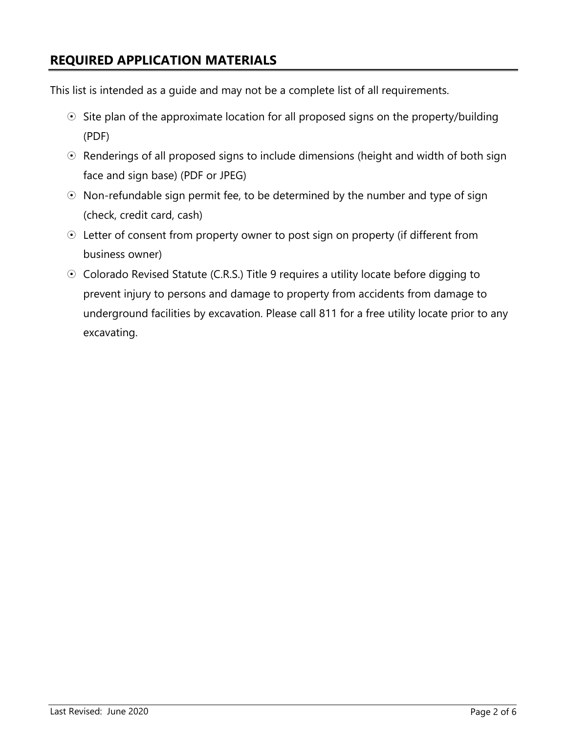## REQUIRED APPLICATION MATERIALS

This list is intended as a guide and may not be a complete list of all requirements.

- Site plan of the approximate location for all proposed signs on the property/building (PDF)
- Renderings of all proposed signs to include dimensions (height and width of both sign face and sign base) (PDF or JPEG)
- Non-refundable sign permit fee, to be determined by the number and type of sign (check, credit card, cash)
- Letter of consent from property owner to post sign on property (if different from business owner)
- Colorado Revised Statute (C.R.S.) Title 9 requires a utility locate before digging to prevent injury to persons and damage to property from accidents from damage to underground facilities by excavation. Please call 811 for a free utility locate prior to any excavating.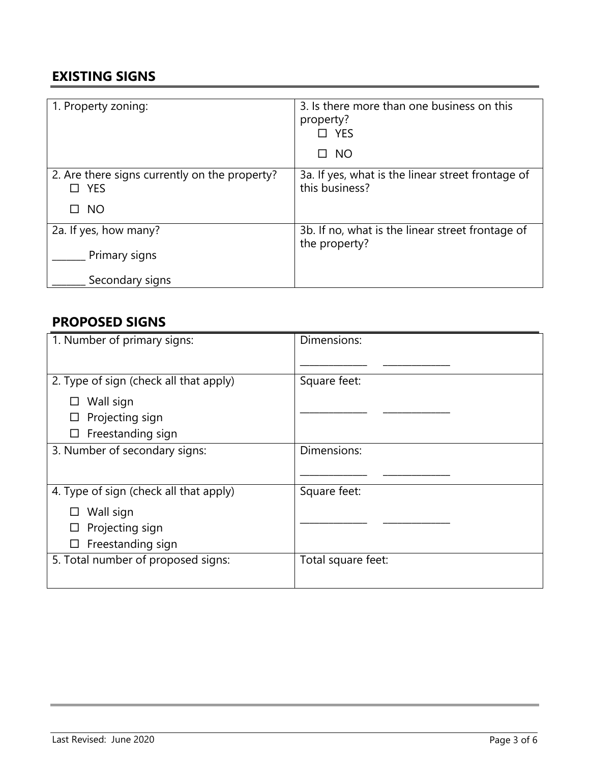## EXISTING SIGNS

| | |
|---|---|
| 1. Property zoning: | 3. Is there more than one business on this property?<br>☐ YES<br>☐ NO |
| 2. Are there signs currently on the property?<br>☐ YES<br>☐ NO | 3a. If yes, what is the linear street frontage of this business? |
| 2a. If yes, how many?<br>_______ Primary signs<br>_______ Secondary signs | 3b. If no, what is the linear street frontage of the property? |

## PROPOSED SIGNS

| | |
|---|---|
| 1. Number of primary signs: | Dimensions:<br>_____________ _____________ |
| 2. Type of sign (check all that apply)<br>☐ Wall sign<br>☐ Projecting sign<br>☐ Freestanding sign | Square feet:<br>_____________ _____________ |
| 3. Number of secondary signs: | Dimensions:<br>_____________ _____________ |
| 4. Type of sign (check all that apply)<br>☐ Wall sign<br>☐ Projecting sign<br>☐ Freestanding sign | Square feet:<br>_____________ _____________ |
| 5. Total number of proposed signs: | Total square feet: |

Last Revised: June 2020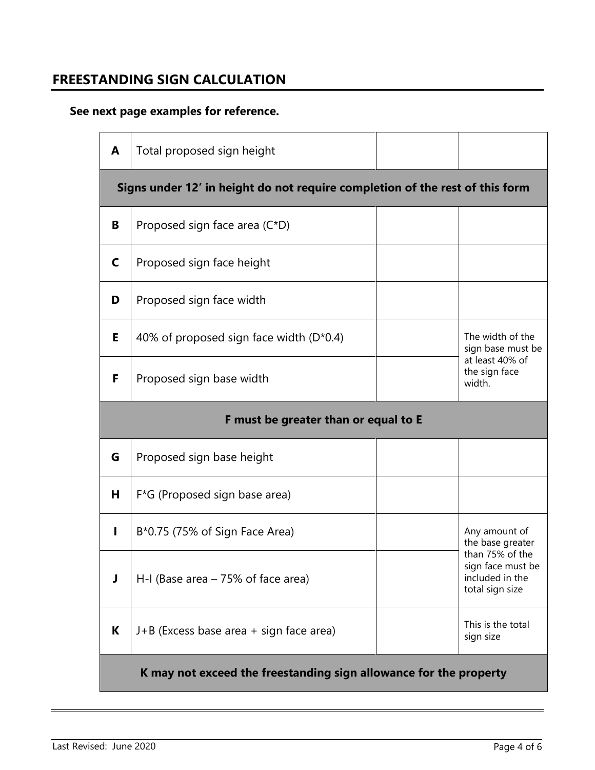## FREESTANDING SIGN CALCULATION

**See next page examples for reference.**

| | | | |
|---|---|---|---|
| **A** | Total proposed sign height | | |
| **Signs under 12′ in height do not require completion of the rest of this form** | | | |
| **B** | Proposed sign face area (C*D) | | |
| **C** | Proposed sign face height | | |
| **D** | Proposed sign face width | | |
| **E** | 40% of proposed sign face width (D*0.4) | | The width of the sign base must be at least 40% of the sign face width. |
| **F** | Proposed sign base width | | |
| **F must be greater than or equal to E** | | | |
| **G** | Proposed sign base height | | |
| **H** | F*G (Proposed sign base area) | | |
| **I** | B*0.75 (75% of Sign Face Area) | | Any amount of the base greater than 75% of the sign face must be included in the total sign size |
| **J** | H-I (Base area – 75% of face area) | | |
| **K** | J+B (Excess base area + sign face area) | | This is the total sign size |
| **K may not exceed the freestanding sign allowance for the property** | | | |

Last Revised: June 2020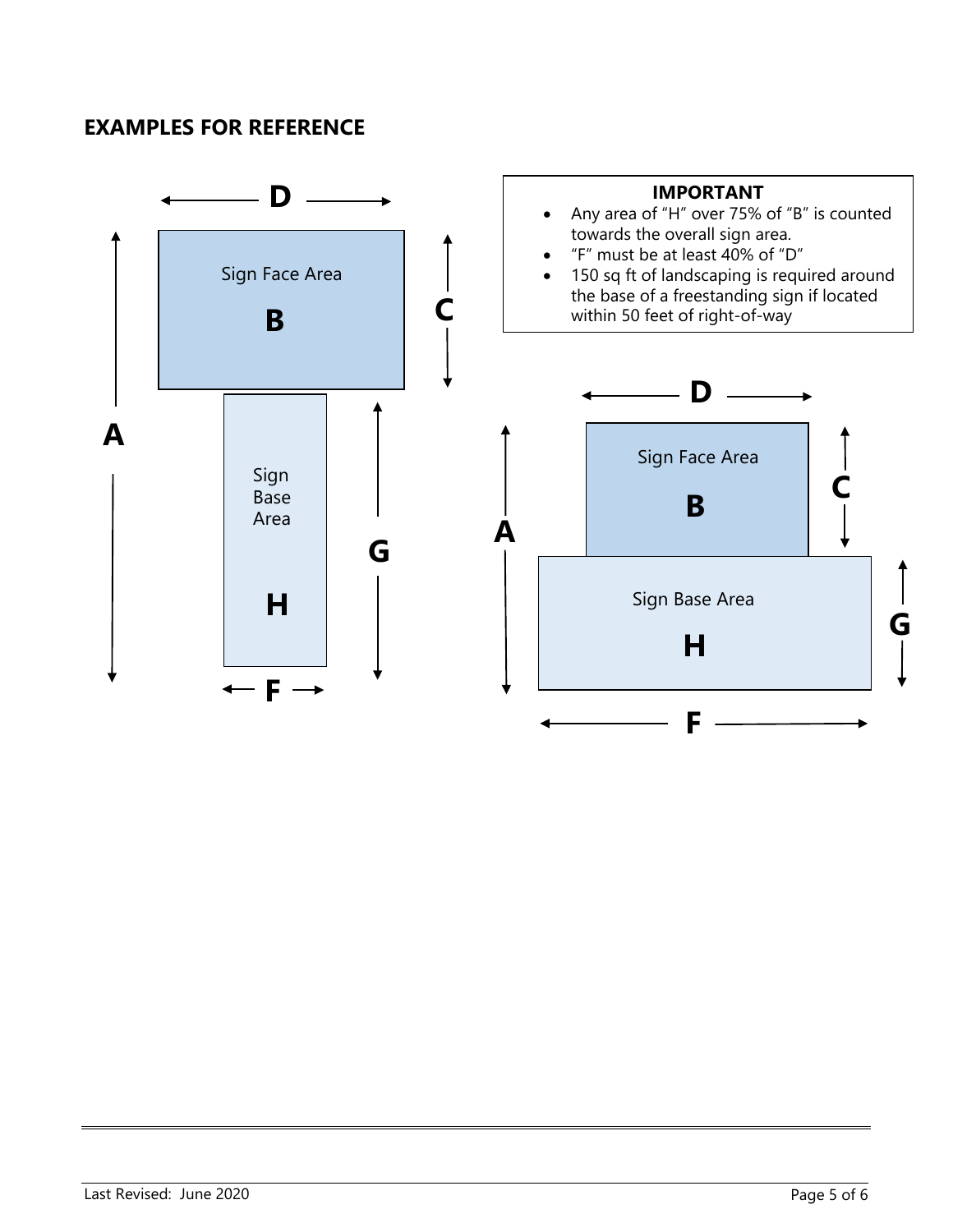## EXAMPLES FOR REFERENCE

**IMPORTANT**

- Any area of "H" over 75% of "B" is counted towards the overall sign area.
- "F" must be at least 40% of "D"
- 150 sq ft of landscaping is required around the base of a freestanding sign if located within 50 feet of right-of-way

D

A

Sign Face Area

**B**

C

Sign Base Area

**H**

G

F

D

A

Sign Face Area

**B**

C

Sign Base Area

**H**

G

F

Last Revised: June 2020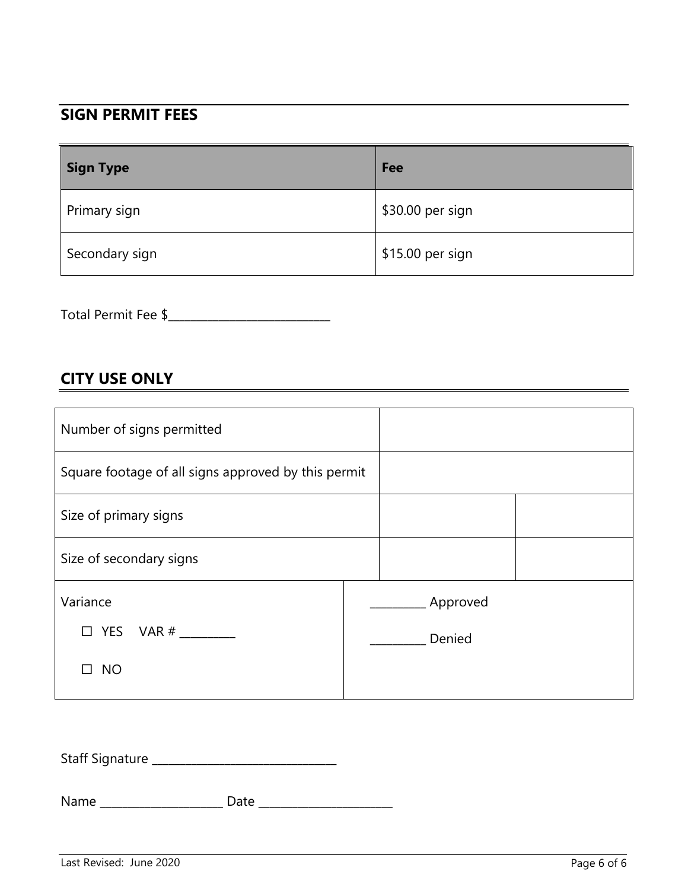## SIGN PERMIT FEES

| Sign Type | Fee |
|---|---|
| Primary sign | $30.00 per sign |
| Secondary sign | $15.00 per sign |

Total Permit Fee $___________________________

## CITY USE ONLY

| | | |
|---|---|---|
| Number of signs permitted | | |
| Square footage of all signs approved by this permit | | |
| Size of primary signs | | |
| Size of secondary signs | | |
| Variance<br>☐ YES VAR # _________<br>☐ NO | _________ Approved<br>_________ Denied | |

Staff Signature ______________________________

Name ____________________ Date ______________________

Last Revised: June 2020